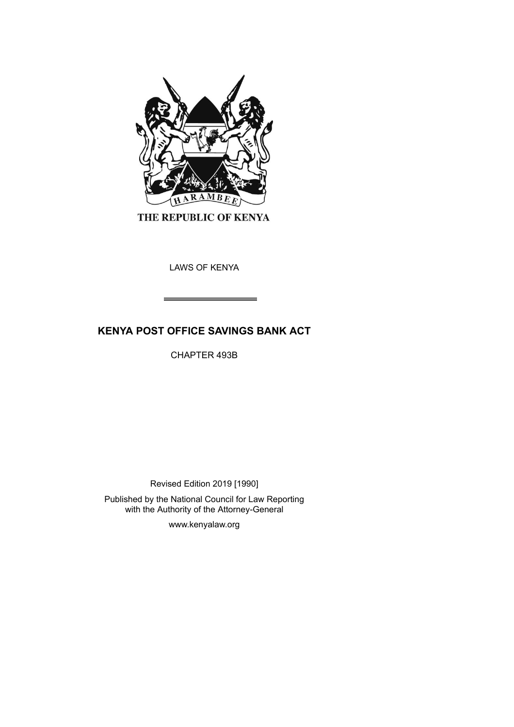THE REPUBLIC OF KENYA

LAWS OF KENYA

# KENYA POST OFFICE SAVINGS BANK ACT

CHAPTER 493B

Revised Edition 2019 [1990]

Published by the National Council for Law Reporting with the Authority of the Attorney-General

www.kenyalaw.org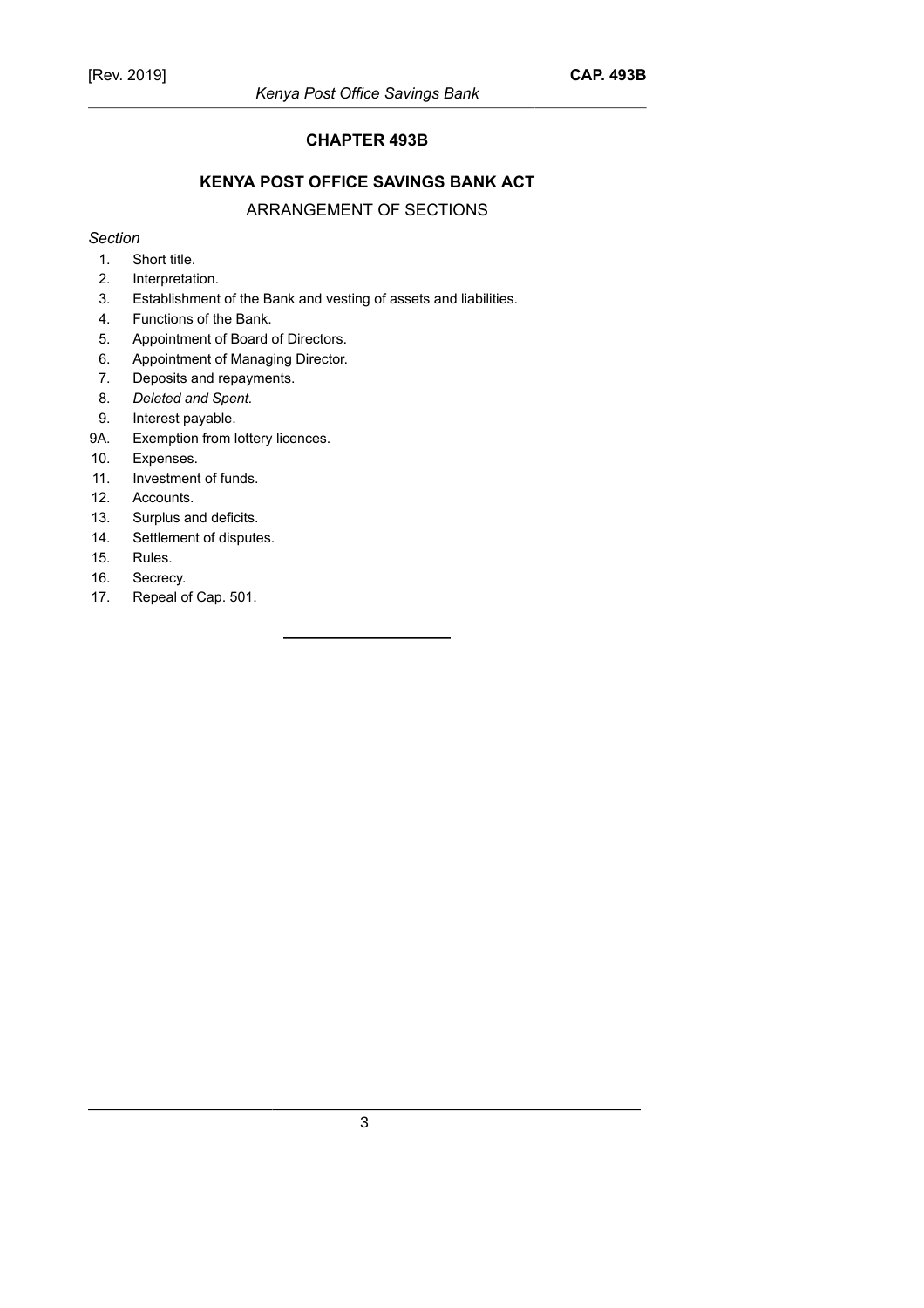## CHAPTER 493B

## KENYA POST OFFICE SAVINGS BANK ACT

### ARRANGEMENT OF SECTIONS

*Section*

1. Short title.
2. Interpretation.
3. Establishment of the Bank and vesting of assets and liabilities.
4. Functions of the Bank.
5. Appointment of Board of Directors.
6. Appointment of Managing Director.
7. Deposits and repayments.
8. *Deleted and Spent.*
9. Interest payable.

9A. Exemption from lottery licences.

10. Expenses.
11. Investment of funds.
12. Accounts.
13. Surplus and deficits.
14. Settlement of disputes.
15. Rules.
16. Secrecy.
17. Repeal of Cap. 501.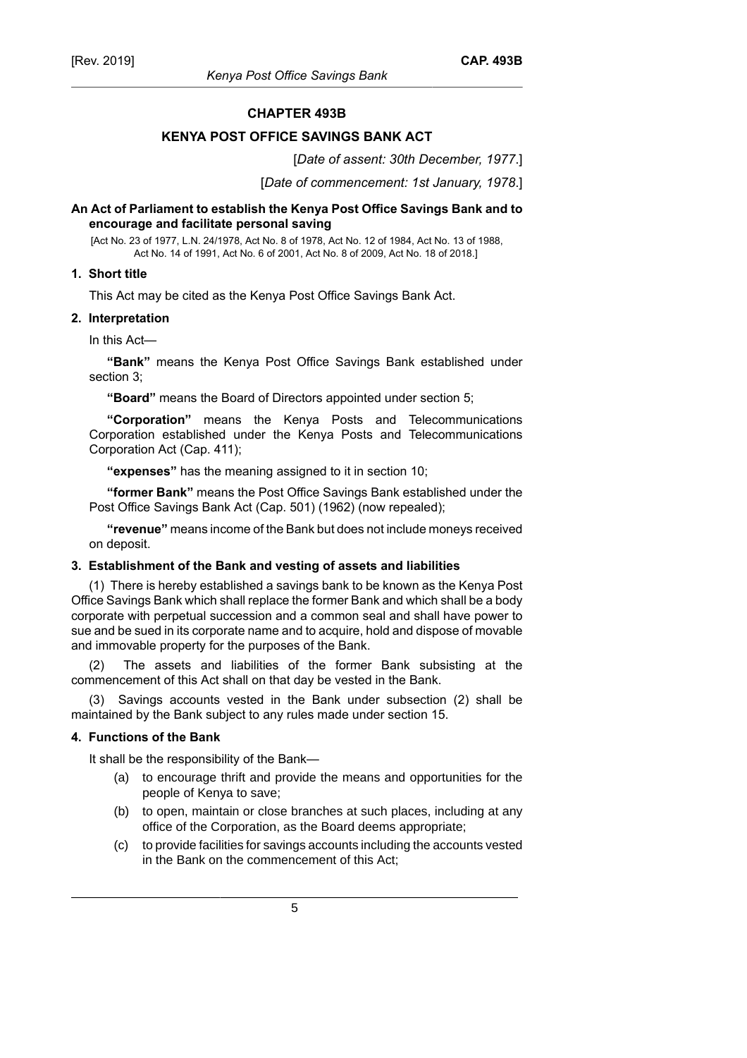# CHAPTER 493B

# KENYA POST OFFICE SAVINGS BANK ACT

[*Date of assent: 30th December, 1977*.]

[*Date of commencement: 1st January, 1978*.]

**An Act of Parliament to establish the Kenya Post Office Savings Bank and to encourage and facilitate personal saving**

[Act No. 23 of 1977, L.N. 24/1978, Act No. 8 of 1978, Act No. 12 of 1984, Act No. 13 of 1988, Act No. 14 of 1991, Act No. 6 of 2001, Act No. 8 of 2009, Act No. 18 of 2018.]

### 1. Short title

This Act may be cited as the Kenya Post Office Savings Bank Act.

### 2. Interpretation

In this Act—

**"Bank"** means the Kenya Post Office Savings Bank established under section 3;

**"Board"** means the Board of Directors appointed under section 5;

**"Corporation"** means the Kenya Posts and Telecommunications Corporation established under the Kenya Posts and Telecommunications Corporation Act (Cap. 411);

**"expenses"** has the meaning assigned to it in section 10;

**"former Bank"** means the Post Office Savings Bank established under the Post Office Savings Bank Act (Cap. 501) (1962) (now repealed);

**"revenue"** means income of the Bank but does not include moneys received on deposit.

### 3. Establishment of the Bank and vesting of assets and liabilities

(1) There is hereby established a savings bank to be known as the Kenya Post Office Savings Bank which shall replace the former Bank and which shall be a body corporate with perpetual succession and a common seal and shall have power to sue and be sued in its corporate name and to acquire, hold and dispose of movable and immovable property for the purposes of the Bank.

(2) The assets and liabilities of the former Bank subsisting at the commencement of this Act shall on that day be vested in the Bank.

(3) Savings accounts vested in the Bank under subsection (2) shall be maintained by the Bank subject to any rules made under section 15.

### 4. Functions of the Bank

It shall be the responsibility of the Bank—

(a) to encourage thrift and provide the means and opportunities for the people of Kenya to save;

(b) to open, maintain or close branches at such places, including at any office of the Corporation, as the Board deems appropriate;

(c) to provide facilities for savings accounts including the accounts vested in the Bank on the commencement of this Act;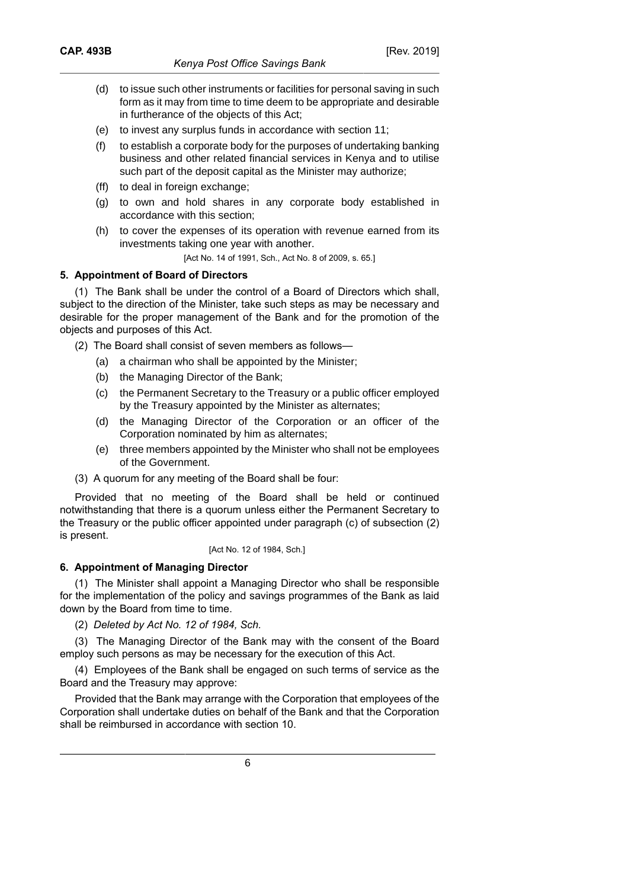(d) to issue such other instruments or facilities for personal saving in such form as it may from time to time deem to be appropriate and desirable in furtherance of the objects of this Act;

(e) to invest any surplus funds in accordance with section 11;

(f) to establish a corporate body for the purposes of undertaking banking business and other related financial services in Kenya and to utilise such part of the deposit capital as the Minister may authorize;

(ff) to deal in foreign exchange;

(g) to own and hold shares in any corporate body established in accordance with this section;

(h) to cover the expenses of its operation with revenue earned from its investments taking one year with another.

[Act No. 14 of 1991, Sch., Act No. 8 of 2009, s. 65.]

**5. Appointment of Board of Directors**

(1) The Bank shall be under the control of a Board of Directors which shall, subject to the direction of the Minister, take such steps as may be necessary and desirable for the proper management of the Bank and for the promotion of the objects and purposes of this Act.

(2) The Board shall consist of seven members as follows—

(a) a chairman who shall be appointed by the Minister;

(b) the Managing Director of the Bank;

(c) the Permanent Secretary to the Treasury or a public officer employed by the Treasury appointed by the Minister as alternates;

(d) the Managing Director of the Corporation or an officer of the Corporation nominated by him as alternates;

(e) three members appointed by the Minister who shall not be employees of the Government.

(3) A quorum for any meeting of the Board shall be four:

Provided that no meeting of the Board shall be held or continued notwithstanding that there is a quorum unless either the Permanent Secretary to the Treasury or the public officer appointed under paragraph (c) of subsection (2) is present.

[Act No. 12 of 1984, Sch.]

**6. Appointment of Managing Director**

(1) The Minister shall appoint a Managing Director who shall be responsible for the implementation of the policy and savings programmes of the Bank as laid down by the Board from time to time.

(2) *Deleted by Act No. 12 of 1984, Sch.*

(3) The Managing Director of the Bank may with the consent of the Board employ such persons as may be necessary for the execution of this Act.

(4) Employees of the Bank shall be engaged on such terms of service as the Board and the Treasury may approve:

Provided that the Bank may arrange with the Corporation that employees of the Corporation shall undertake duties on behalf of the Bank and that the Corporation shall be reimbursed in accordance with section 10.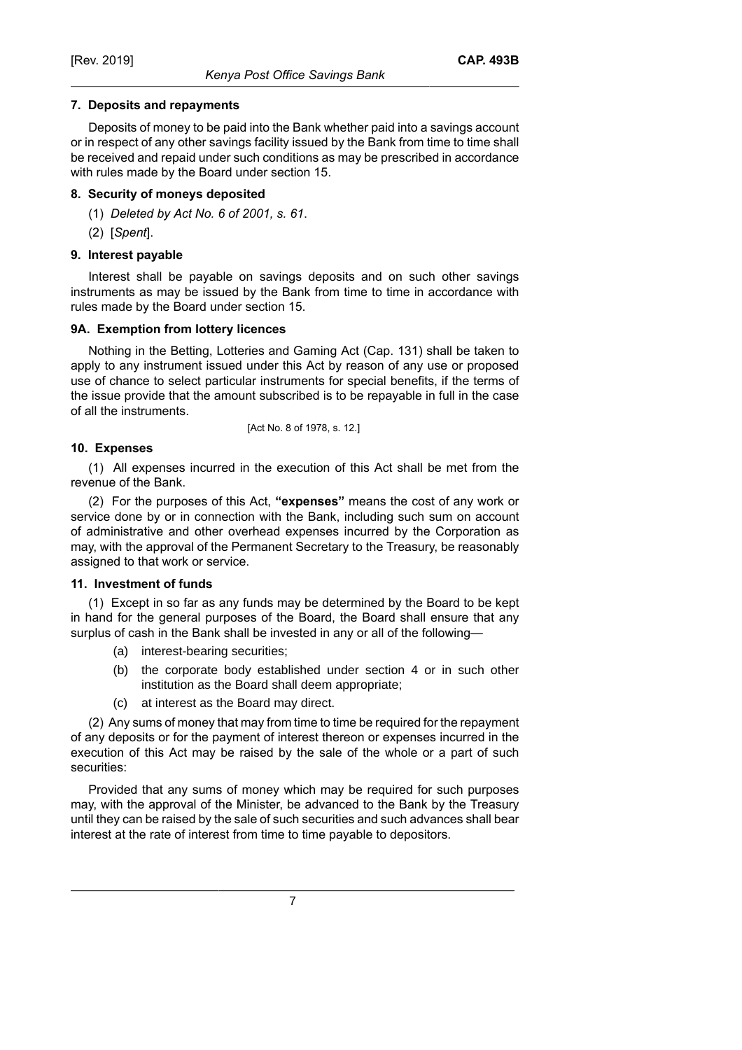#### 7. Deposits and repayments

Deposits of money to be paid into the Bank whether paid into a savings account or in respect of any other savings facility issued by the Bank from time to time shall be received and repaid under such conditions as may be prescribed in accordance with rules made by the Board under section 15.

#### 8. Security of moneys deposited

(1) *Deleted by Act No. 6 of 2001, s. 61*.

(2) [*Spent*].

#### 9. Interest payable

Interest shall be payable on savings deposits and on such other savings instruments as may be issued by the Bank from time to time in accordance with rules made by the Board under section 15.

#### 9A. Exemption from lottery licences

Nothing in the Betting, Lotteries and Gaming Act (Cap. 131) shall be taken to apply to any instrument issued under this Act by reason of any use or proposed use of chance to select particular instruments for special benefits, if the terms of the issue provide that the amount subscribed is to be repayable in full in the case of all the instruments.

[Act No. 8 of 1978, s. 12.]

#### 10. Expenses

(1) All expenses incurred in the execution of this Act shall be met from the revenue of the Bank.

(2) For the purposes of this Act, **"expenses"** means the cost of any work or service done by or in connection with the Bank, including such sum on account of administrative and other overhead expenses incurred by the Corporation as may, with the approval of the Permanent Secretary to the Treasury, be reasonably assigned to that work or service.

#### 11. Investment of funds

(1) Except in so far as any funds may be determined by the Board to be kept in hand for the general purposes of the Board, the Board shall ensure that any surplus of cash in the Bank shall be invested in any or all of the following—

(a) interest-bearing securities;

(b) the corporate body established under section 4 or in such other institution as the Board shall deem appropriate;

(c) at interest as the Board may direct.

(2) Any sums of money that may from time to time be required for the repayment of any deposits or for the payment of interest thereon or expenses incurred in the execution of this Act may be raised by the sale of the whole or a part of such securities:

Provided that any sums of money which may be required for such purposes may, with the approval of the Minister, be advanced to the Bank by the Treasury until they can be raised by the sale of such securities and such advances shall bear interest at the rate of interest from time to time payable to depositors.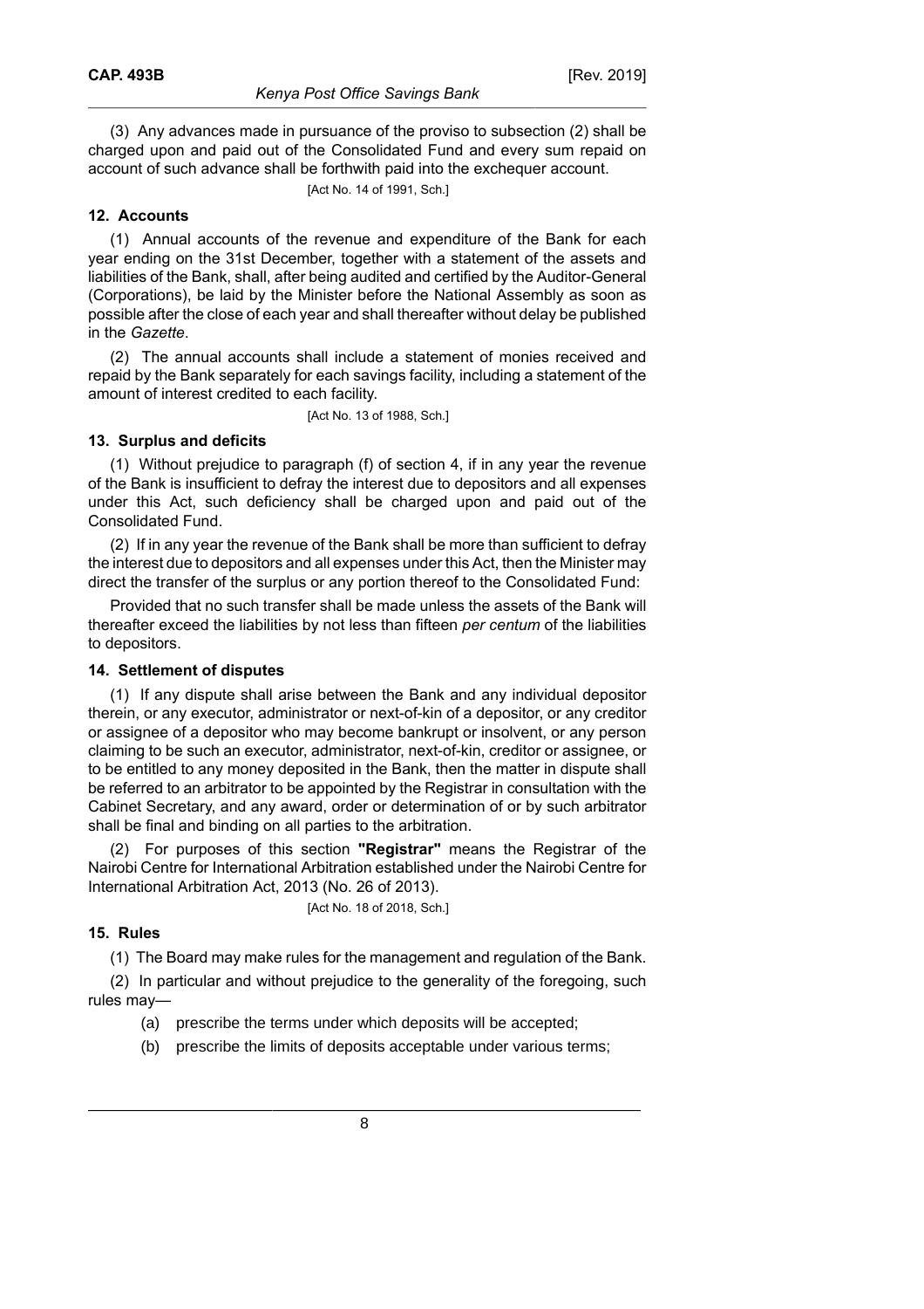(3) Any advances made in pursuance of the proviso to subsection (2) shall be charged upon and paid out of the Consolidated Fund and every sum repaid on account of such advance shall be forthwith paid into the exchequer account.

[Act No. 14 of 1991, Sch.]

### 12. Accounts

(1) Annual accounts of the revenue and expenditure of the Bank for each year ending on the 31st December, together with a statement of the assets and liabilities of the Bank, shall, after being audited and certified by the Auditor-General (Corporations), be laid by the Minister before the National Assembly as soon as possible after the close of each year and shall thereafter without delay be published in the *Gazette*.

(2) The annual accounts shall include a statement of monies received and repaid by the Bank separately for each savings facility, including a statement of the amount of interest credited to each facility.

[Act No. 13 of 1988, Sch.]

### 13. Surplus and deficits

(1) Without prejudice to paragraph (f) of section 4, if in any year the revenue of the Bank is insufficient to defray the interest due to depositors and all expenses under this Act, such deficiency shall be charged upon and paid out of the Consolidated Fund.

(2) If in any year the revenue of the Bank shall be more than sufficient to defray the interest due to depositors and all expenses under this Act, then the Minister may direct the transfer of the surplus or any portion thereof to the Consolidated Fund:

Provided that no such transfer shall be made unless the assets of the Bank will thereafter exceed the liabilities by not less than fifteen *per centum* of the liabilities to depositors.

### 14. Settlement of disputes

(1) If any dispute shall arise between the Bank and any individual depositor therein, or any executor, administrator or next-of-kin of a depositor, or any creditor or assignee of a depositor who may become bankrupt or insolvent, or any person claiming to be such an executor, administrator, next-of-kin, creditor or assignee, or to be entitled to any money deposited in the Bank, then the matter in dispute shall be referred to an arbitrator to be appointed by the Registrar in consultation with the Cabinet Secretary, and any award, order or determination of or by such arbitrator shall be final and binding on all parties to the arbitration.

(2) For purposes of this section **"Registrar"** means the Registrar of the Nairobi Centre for International Arbitration established under the Nairobi Centre for International Arbitration Act, 2013 (No. 26 of 2013).

[Act No. 18 of 2018, Sch.]

### 15. Rules

(1) The Board may make rules for the management and regulation of the Bank.

(2) In particular and without prejudice to the generality of the foregoing, such rules may—

(a) prescribe the terms under which deposits will be accepted;

(b) prescribe the limits of deposits acceptable under various terms;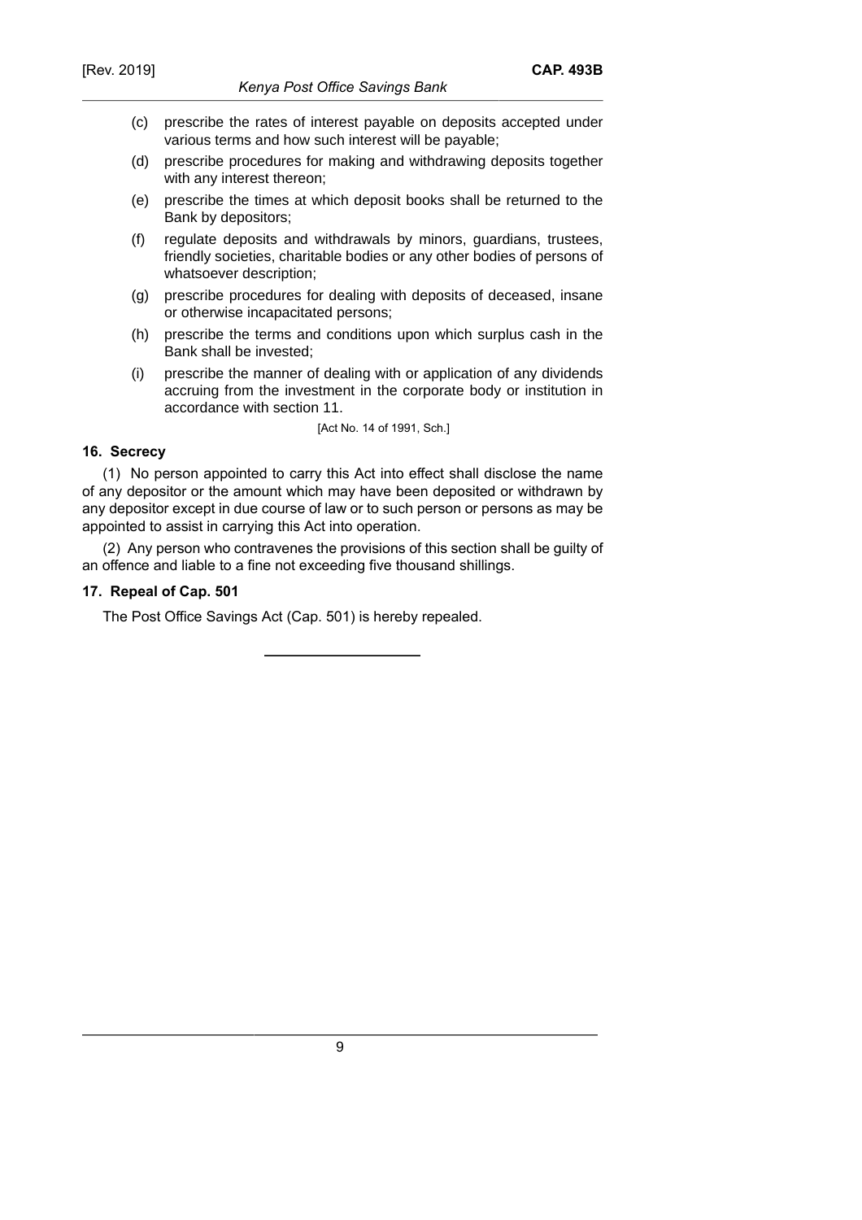(c) prescribe the rates of interest payable on deposits accepted under various terms and how such interest will be payable;

(d) prescribe procedures for making and withdrawing deposits together with any interest thereon;

(e) prescribe the times at which deposit books shall be returned to the Bank by depositors;

(f) regulate deposits and withdrawals by minors, guardians, trustees, friendly societies, charitable bodies or any other bodies of persons of whatsoever description;

(g) prescribe procedures for dealing with deposits of deceased, insane or otherwise incapacitated persons;

(h) prescribe the terms and conditions upon which surplus cash in the Bank shall be invested;

(i) prescribe the manner of dealing with or application of any dividends accruing from the investment in the corporate body or institution in accordance with section 11.

[Act No. 14 of 1991, Sch.]

**16. Secrecy**

(1) No person appointed to carry this Act into effect shall disclose the name of any depositor or the amount which may have been deposited or withdrawn by any depositor except in due course of law or to such person or persons as may be appointed to assist in carrying this Act into operation.

(2) Any person who contravenes the provisions of this section shall be guilty of an offence and liable to a fine not exceeding five thousand shillings.

**17. Repeal of Cap. 501**

The Post Office Savings Act (Cap. 501) is hereby repealed.